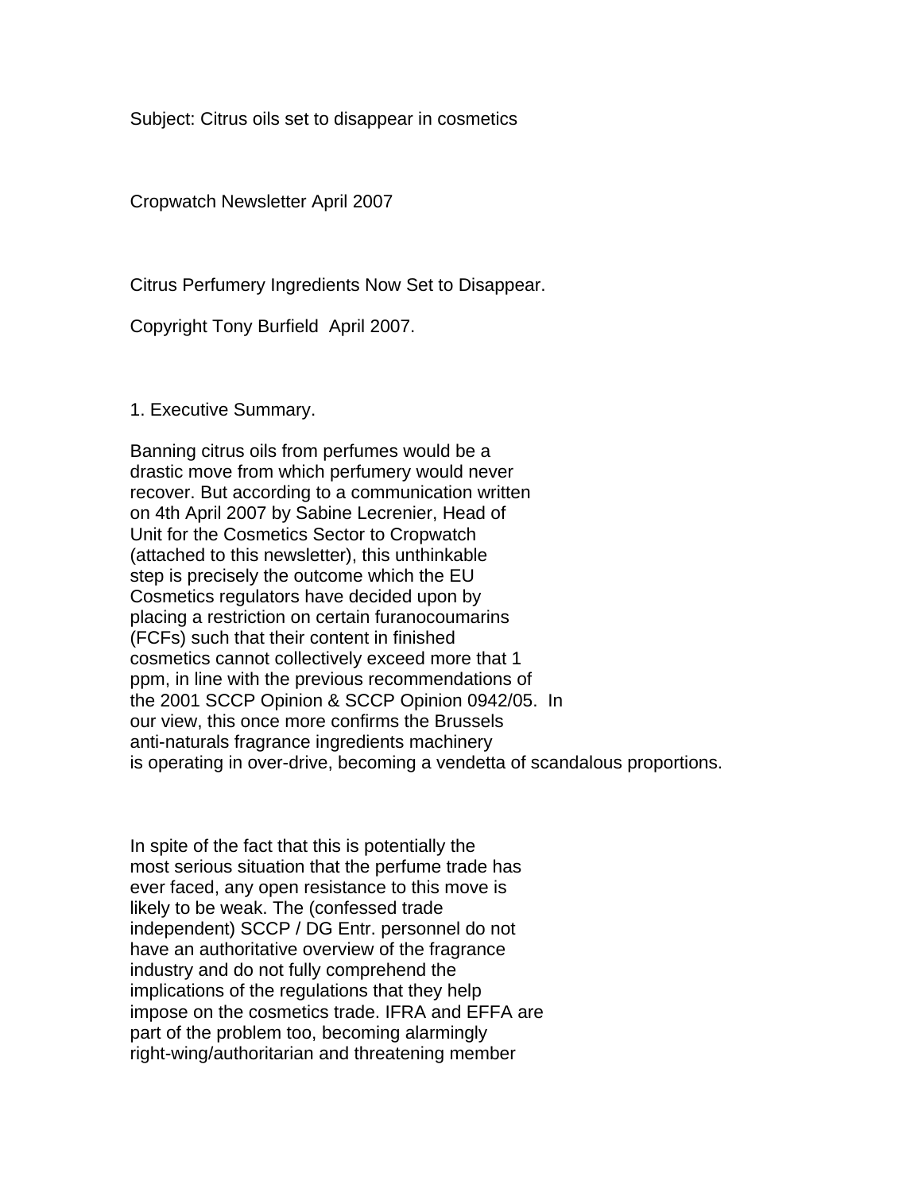Subject: Citrus oils set to disappear in cosmetics

Cropwatch Newsletter April 2007

Citrus Perfumery Ingredients Now Set to Disappear.

Copyright Tony Burfield April 2007.

1. Executive Summary.

Banning citrus oils from perfumes would be a drastic move from which perfumery would never recover. But according to a communication written on 4th April 2007 by Sabine Lecrenier, Head of Unit for the Cosmetics Sector to Cropwatch (attached to this newsletter), this unthinkable step is precisely the outcome which the EU Cosmetics regulators have decided upon by placing a restriction on certain furanocoumarins (FCFs) such that their content in finished cosmetics cannot collectively exceed more that 1 ppm, in line with the previous recommendations of the 2001 SCCP Opinion & SCCP Opinion 0942/05. In our view, this once more confirms the Brussels anti-naturals fragrance ingredients machinery is operating in over-drive, becoming a vendetta of scandalous proportions.

In spite of the fact that this is potentially the most serious situation that the perfume trade has ever faced, any open resistance to this move is likely to be weak. The (confessed trade independent) SCCP / DG Entr. personnel do not have an authoritative overview of the fragrance industry and do not fully comprehend the implications of the regulations that they help impose on the cosmetics trade. IFRA and EFFA are part of the problem too, becoming alarmingly right-wing/authoritarian and threatening member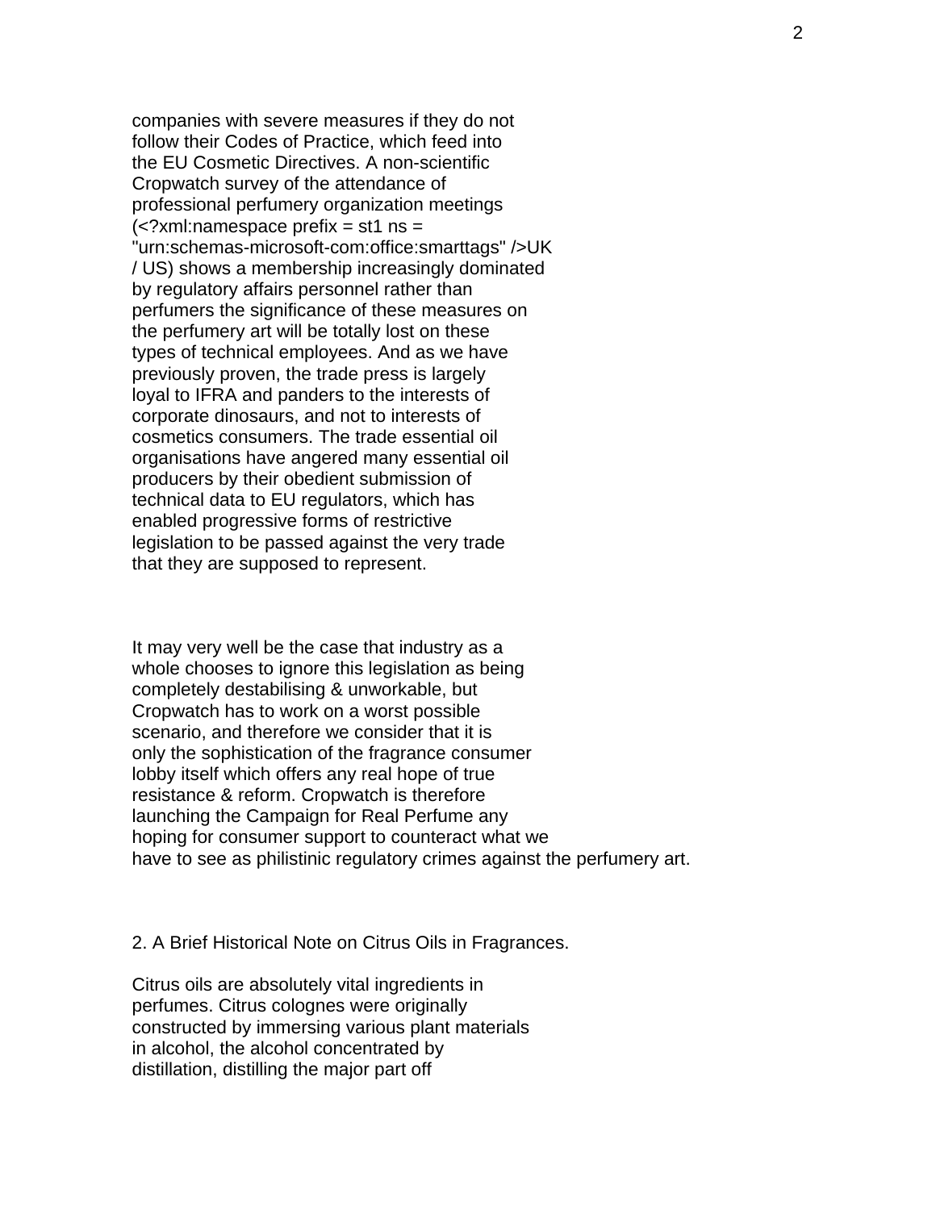companies with severe measures if they do not follow their Codes of Practice, which feed into the EU Cosmetic Directives. A non-scientific Cropwatch survey of the attendance of professional perfumery organization meetings (<?xml:namespace prefix = st1 ns = "urn:schemas-microsoft-com:office:smarttags" />UK / US) shows a membership increasingly dominated by regulatory affairs personnel rather than perfumers the significance of these measures on the perfumery art will be totally lost on these types of technical employees. And as we have previously proven, the trade press is largely loyal to IFRA and panders to the interests of corporate dinosaurs, and not to interests of cosmetics consumers. The trade essential oil organisations have angered many essential oil producers by their obedient submission of technical data to EU regulators, which has enabled progressive forms of restrictive legislation to be passed against the very trade that they are supposed to represent.

It may very well be the case that industry as a whole chooses to ignore this legislation as being completely destabilising & unworkable, but Cropwatch has to work on a worst possible scenario, and therefore we consider that it is only the sophistication of the fragrance consumer lobby itself which offers any real hope of true resistance & reform. Cropwatch is therefore launching the Campaign for Real Perfume any hoping for consumer support to counteract what we have to see as philistinic regulatory crimes against the perfumery art.

## 2. A Brief Historical Note on Citrus Oils in Fragrances.

Citrus oils are absolutely vital ingredients in perfumes. Citrus colognes were originally constructed by immersing various plant materials in alcohol, the alcohol concentrated by distillation, distilling the major part off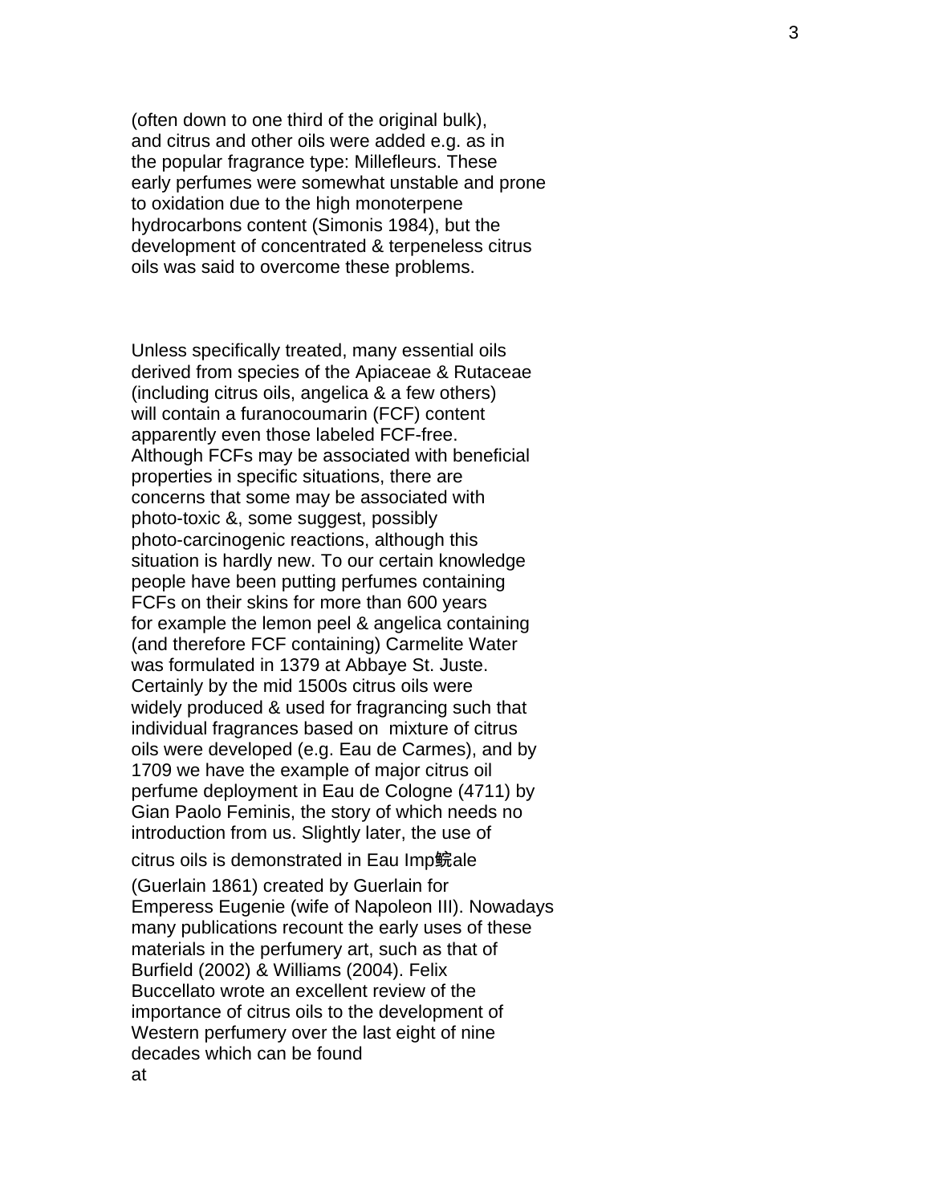(often down to one third of the original bulk), and citrus and other oils were added e.g. as in the popular fragrance type: Millefleurs. These early perfumes were somewhat unstable and prone to oxidation due to the high monoterpene hydrocarbons content (Simonis 1984), but the development of concentrated & terpeneless citrus oils was said to overcome these problems.

Unless specifically treated, many essential oils derived from species of the Apiaceae & Rutaceae (including citrus oils, angelica & a few others) will contain a furanocoumarin (FCF) content apparently even those labeled FCF-free. Although FCFs may be associated with beneficial properties in specific situations, there are concerns that some may be associated with photo-toxic &, some suggest, possibly photo-carcinogenic reactions, although this situation is hardly new. To our certain knowledge people have been putting perfumes containing FCFs on their skins for more than 600 years for example the lemon peel & angelica containing (and therefore FCF containing) Carmelite Water was formulated in 1379 at Abbaye St. Juste. Certainly by the mid 1500s citrus oils were widely produced & used for fragrancing such that individual fragrances based on mixture of citrus oils were developed (e.g. Eau de Carmes), and by 1709 we have the example of major citrus oil perfume deployment in Eau de Cologne (4711) by Gian Paolo Feminis, the story of which needs no introduction from us. Slightly later, the use of citrus oils is demonstrated in Eau Imp鯇ale (Guerlain 1861) created by Guerlain for Emperess Eugenie (wife of Napoleon III). Nowadays many publications recount the early uses of these materials in the perfumery art, such as that of Burfield (2002) & Williams (2004). Felix Buccellato wrote an excellent review of the importance of citrus oils to the development of Western perfumery over the last eight of nine decades which can be found at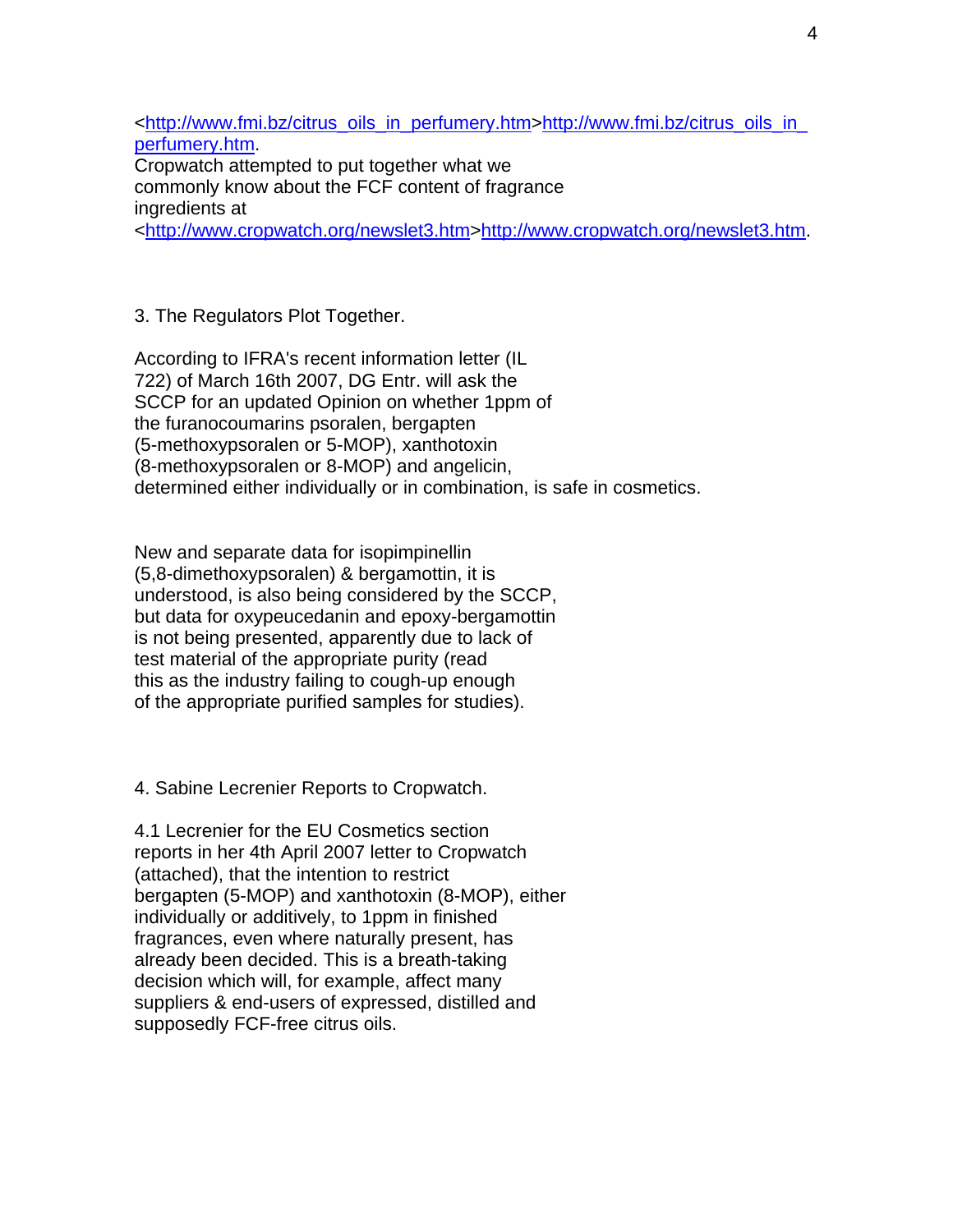<http://www.fmi.bz/citrus_oils_in_perfumery.htm>http://www.fmi.bz/citrus_oils_in_perfumery.htm.
Cropwatch attempted to put together what we commonly know about the FCF content of fragrance ingredients at <http://www.cropwatch.org/newslet3.htm>http://www.cropwatch.org/newslet3.htm.

3. The Regulators Plot Together.

According to IFRA's recent information letter (IL 722) of March 16th 2007, DG Entr. will ask the SCCP for an updated Opinion on whether 1ppm of the furanocoumarins psoralen, bergapten (5-methoxypsoralen or 5-MOP), xanthotoxin (8-methoxypsoralen or 8-MOP) and angelicin, determined either individually or in combination, is safe in cosmetics.

New and separate data for isopimpinellin (5,8-dimethoxypsoralen) & bergamottin, it is understood, is also being considered by the SCCP, but data for oxypeucedanin and epoxy-bergamottin is not being presented, apparently due to lack of test material of the appropriate purity (read this as the industry failing to cough-up enough of the appropriate purified samples for studies).

4. Sabine Lecrenier Reports to Cropwatch.

4.1 Lecrenier for the EU Cosmetics section reports in her 4th April 2007 letter to Cropwatch (attached), that the intention to restrict bergapten (5-MOP) and xanthotoxin (8-MOP), either individually or additively, to 1ppm in finished fragrances, even where naturally present, has already been decided. This is a breath-taking decision which will, for example, affect many suppliers & end-users of expressed, distilled and supposedly FCF-free citrus oils.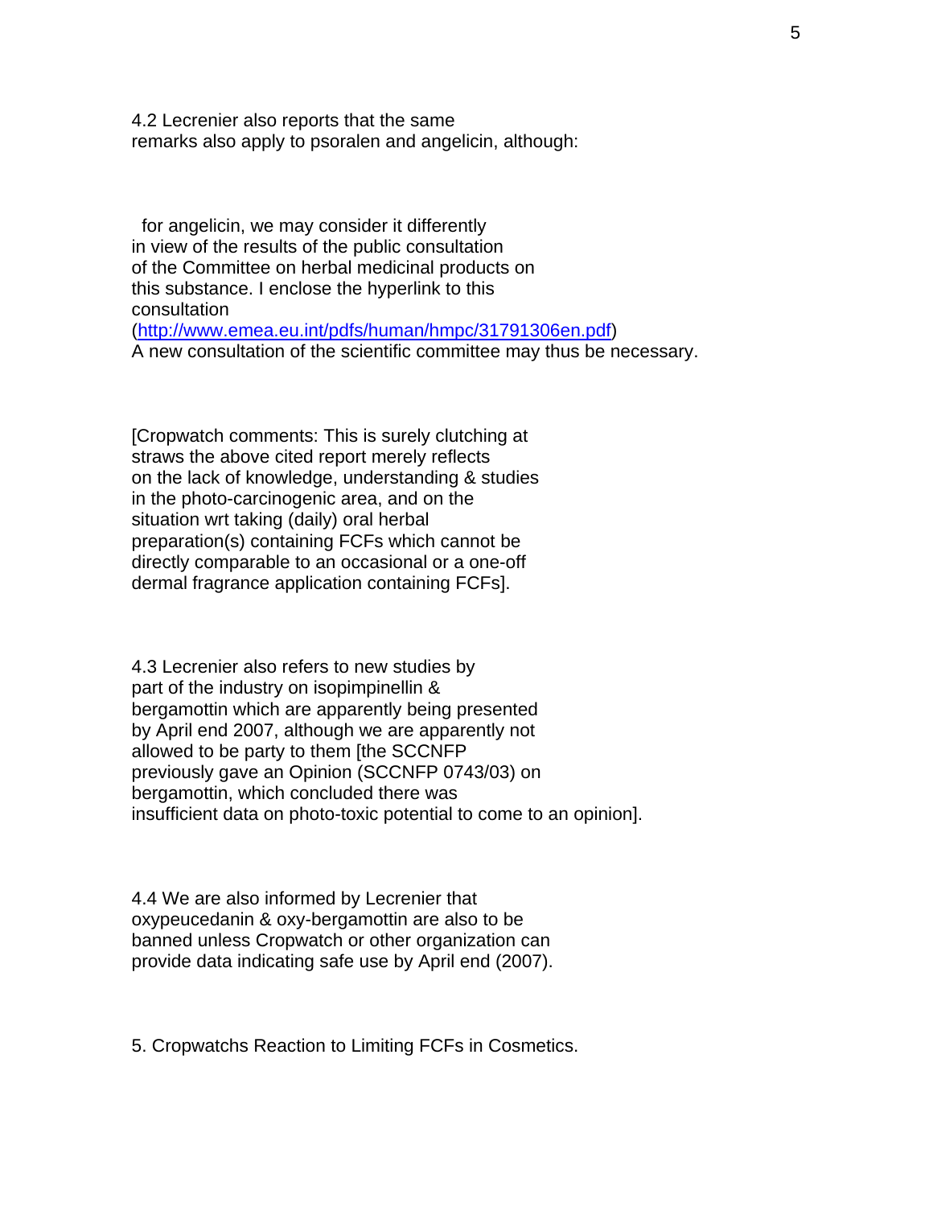4.2 Lecrenier also reports that the same remarks also apply to psoralen and angelicin, although:

for angelicin, we may consider it differently in view of the results of the public consultation of the Committee on herbal medicinal products on this substance. I enclose the hyperlink to this consultation (http://www.emea.eu.int/pdfs/human/hmpc/31791306en.pdf) A new consultation of the scientific committee may thus be necessary.

[Cropwatch comments: This is surely clutching at straws the above cited report merely reflects on the lack of knowledge, understanding & studies in the photo-carcinogenic area, and on the situation wrt taking (daily) oral herbal preparation(s) containing FCFs which cannot be directly comparable to an occasional or a one-off dermal fragrance application containing FCFs].

4.3 Lecrenier also refers to new studies by part of the industry on isopimpinellin & bergamottin which are apparently being presented by April end 2007, although we are apparently not allowed to be party to them [the SCCNFP previously gave an Opinion (SCCNFP 0743/03) on bergamottin, which concluded there was insufficient data on photo-toxic potential to come to an opinion].

4.4 We are also informed by Lecrenier that oxypeucedanin & oxy-bergamottin are also to be banned unless Cropwatch or other organization can provide data indicating safe use by April end (2007).

## 5. Cropwatchs Reaction to Limiting FCFs in Cosmetics.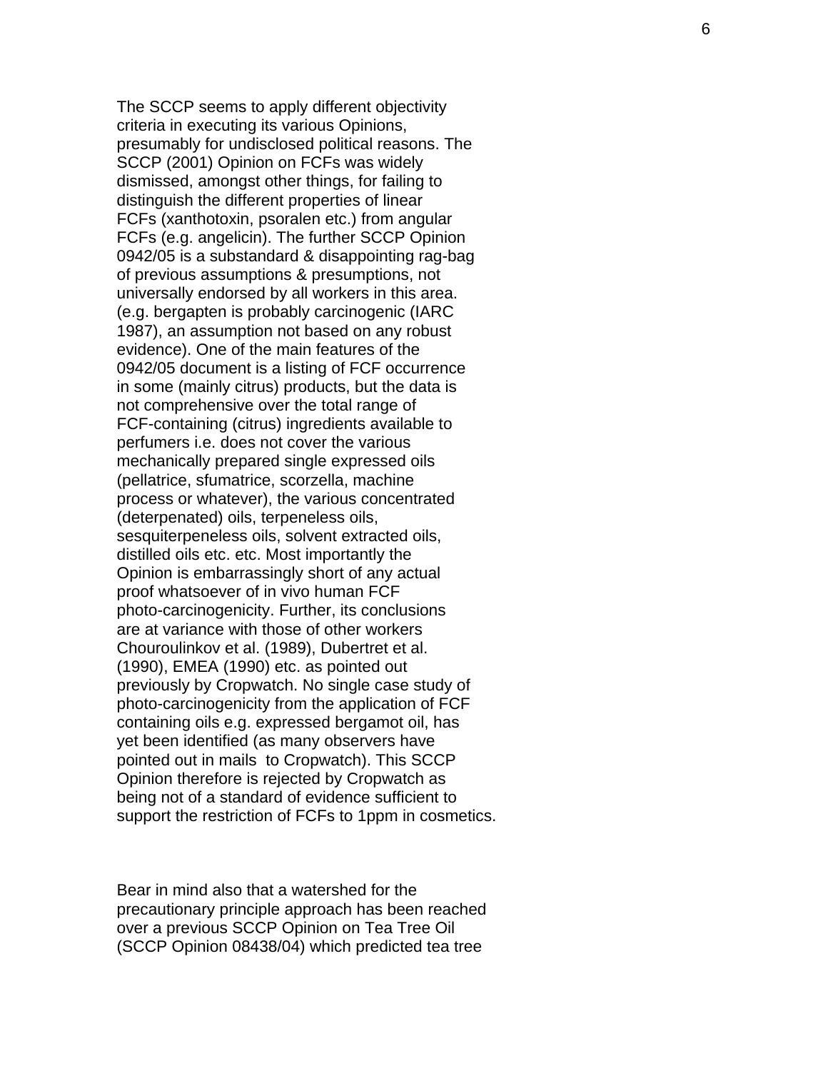The SCCP seems to apply different objectivity criteria in executing its various Opinions, presumably for undisclosed political reasons. The SCCP (2001) Opinion on FCFs was widely dismissed, amongst other things, for failing to distinguish the different properties of linear FCFs (xanthotoxin, psoralen etc.) from angular FCFs (e.g. angelicin). The further SCCP Opinion 0942/05 is a substandard & disappointing rag-bag of previous assumptions & presumptions, not universally endorsed by all workers in this area. (e.g. bergapten is probably carcinogenic (IARC 1987), an assumption not based on any robust evidence). One of the main features of the 0942/05 document is a listing of FCF occurrence in some (mainly citrus) products, but the data is not comprehensive over the total range of FCF-containing (citrus) ingredients available to perfumers i.e. does not cover the various mechanically prepared single expressed oils (pellatrice, sfumatrice, scorzella, machine process or whatever), the various concentrated (deterpenated) oils, terpeneless oils, sesquiterpeneless oils, solvent extracted oils, distilled oils etc. etc. Most importantly the Opinion is embarrassingly short of any actual proof whatsoever of in vivo human FCF photo-carcinogenicity. Further, its conclusions are at variance with those of other workers Chouroulinkov et al. (1989), Dubertret et al. (1990), EMEA (1990) etc. as pointed out previously by Cropwatch. No single case study of photo-carcinogenicity from the application of FCF containing oils e.g. expressed bergamot oil, has yet been identified (as many observers have pointed out in mails to Cropwatch). This SCCP Opinion therefore is rejected by Cropwatch as being not of a standard of evidence sufficient to support the restriction of FCFs to 1ppm in cosmetics.

Bear in mind also that a watershed for the precautionary principle approach has been reached over a previous SCCP Opinion on Tea Tree Oil (SCCP Opinion 08438/04) which predicted tea tree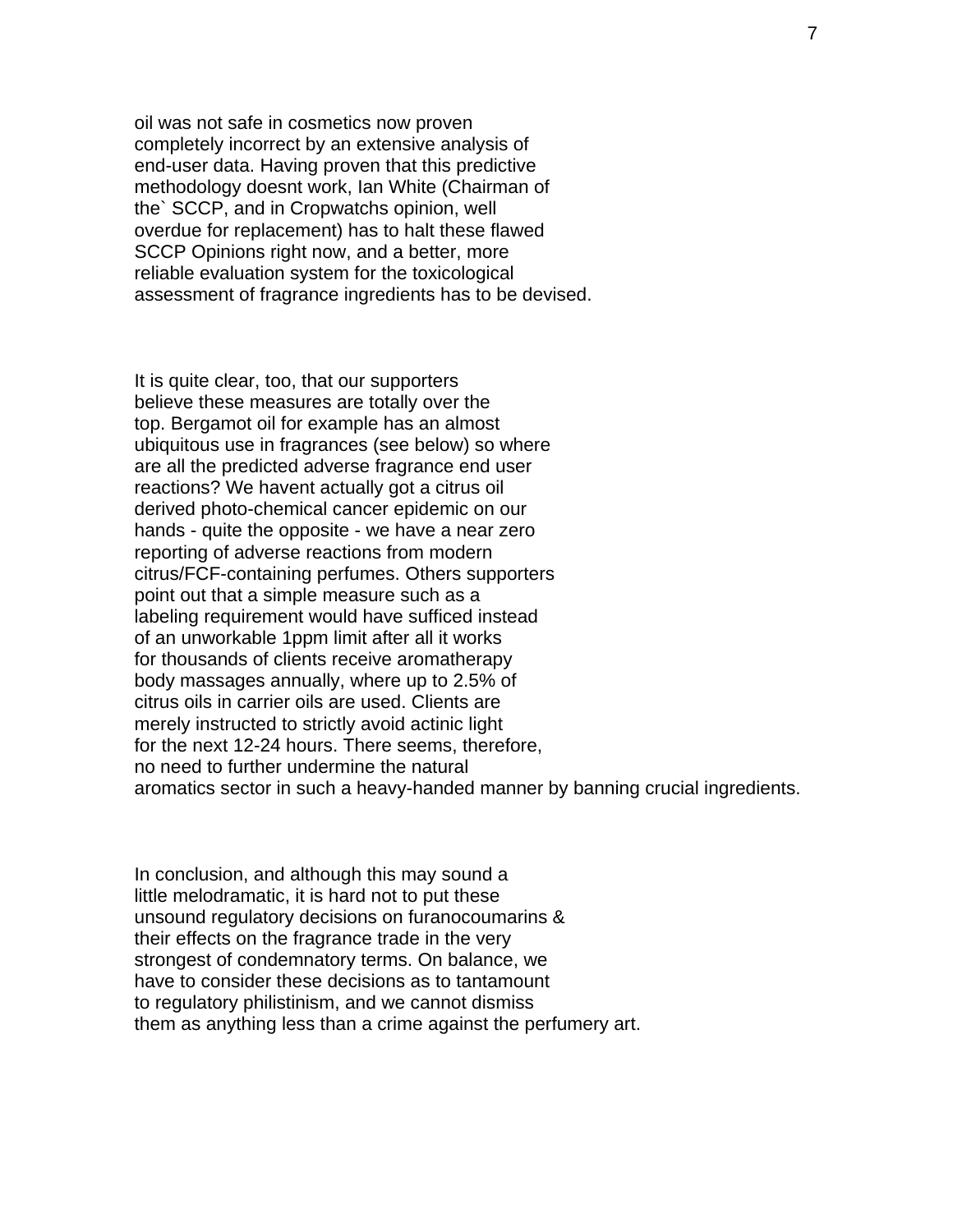oil was not safe in cosmetics now proven completely incorrect by an extensive analysis of end-user data. Having proven that this predictive methodology doesnt work, Ian White (Chairman of the` SCCP, and in Cropwatchs opinion, well overdue for replacement) has to halt these flawed SCCP Opinions right now, and a better, more reliable evaluation system for the toxicological assessment of fragrance ingredients has to be devised.

It is quite clear, too, that our supporters believe these measures are totally over the top. Bergamot oil for example has an almost ubiquitous use in fragrances (see below) so where are all the predicted adverse fragrance end user reactions? We havent actually got a citrus oil derived photo-chemical cancer epidemic on our hands - quite the opposite - we have a near zero reporting of adverse reactions from modern citrus/FCF-containing perfumes. Others supporters point out that a simple measure such as a labeling requirement would have sufficed instead of an unworkable 1ppm limit after all it works for thousands of clients receive aromatherapy body massages annually, where up to 2.5% of citrus oils in carrier oils are used. Clients are merely instructed to strictly avoid actinic light for the next 12-24 hours. There seems, therefore, no need to further undermine the natural aromatics sector in such a heavy-handed manner by banning crucial ingredients.

In conclusion, and although this may sound a little melodramatic, it is hard not to put these unsound regulatory decisions on furanocoumarins & their effects on the fragrance trade in the very strongest of condemnatory terms. On balance, we have to consider these decisions as to tantamount to regulatory philistinism, and we cannot dismiss them as anything less than a crime against the perfumery art.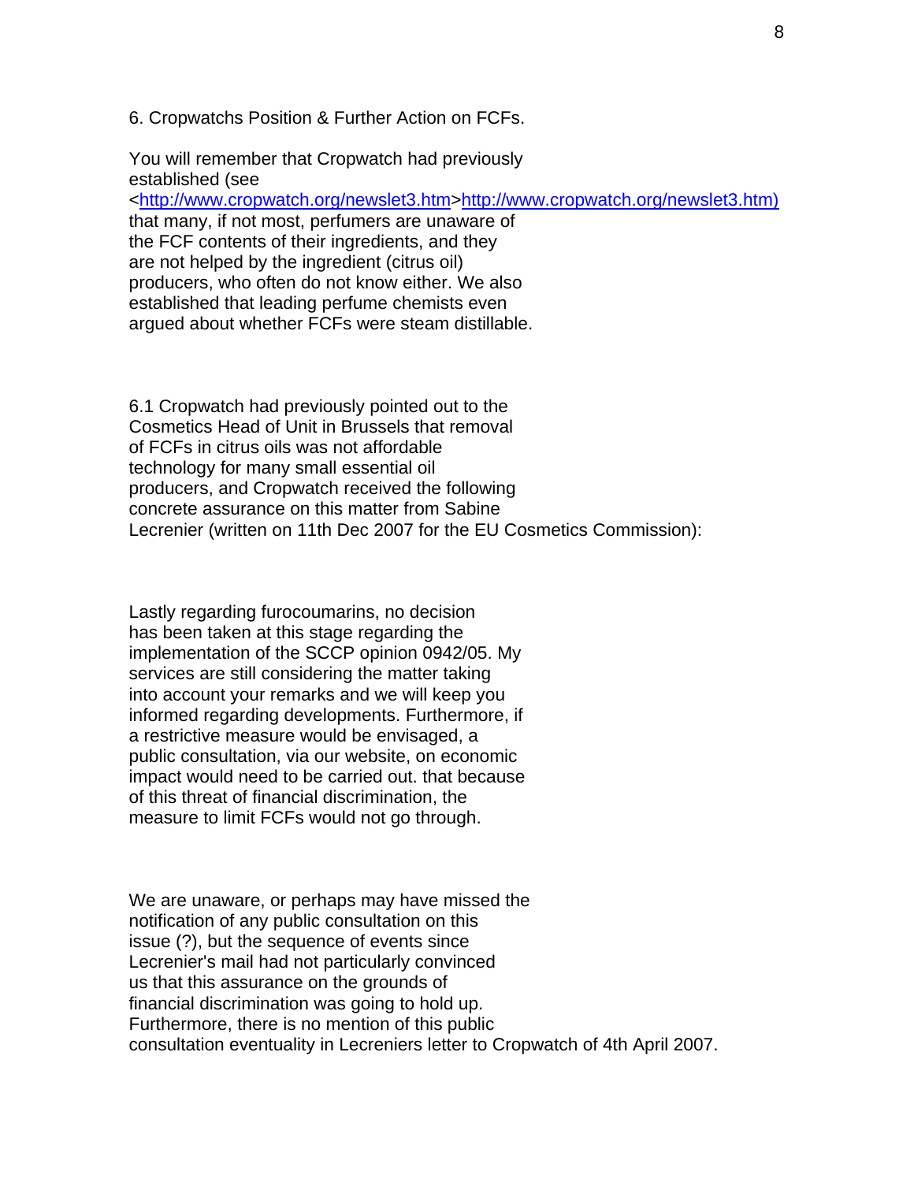6. Cropwatchs Position & Further Action on FCFs.

You will remember that Cropwatch had previously established (see <http://www.cropwatch.org/newslet3.htm>http://www.cropwatch.org/newslet3.htm) that many, if not most, perfumers are unaware of the FCF contents of their ingredients, and they are not helped by the ingredient (citrus oil) producers, who often do not know either. We also established that leading perfume chemists even argued about whether FCFs were steam distillable.

6.1 Cropwatch had previously pointed out to the Cosmetics Head of Unit in Brussels that removal of FCFs in citrus oils was not affordable technology for many small essential oil producers, and Cropwatch received the following concrete assurance on this matter from Sabine Lecrenier (written on 11th Dec 2007 for the EU Cosmetics Commission):

Lastly regarding furocoumarins, no decision has been taken at this stage regarding the implementation of the SCCP opinion 0942/05. My services are still considering the matter taking into account your remarks and we will keep you informed regarding developments. Furthermore, if a restrictive measure would be envisaged, a public consultation, via our website, on economic impact would need to be carried out. that because of this threat of financial discrimination, the measure to limit FCFs would not go through.

We are unaware, or perhaps may have missed the notification of any public consultation on this issue (?), but the sequence of events since Lecrenier's mail had not particularly convinced us that this assurance on the grounds of financial discrimination was going to hold up. Furthermore, there is no mention of this public consultation eventuality in Lecreniers letter to Cropwatch of 4th April 2007.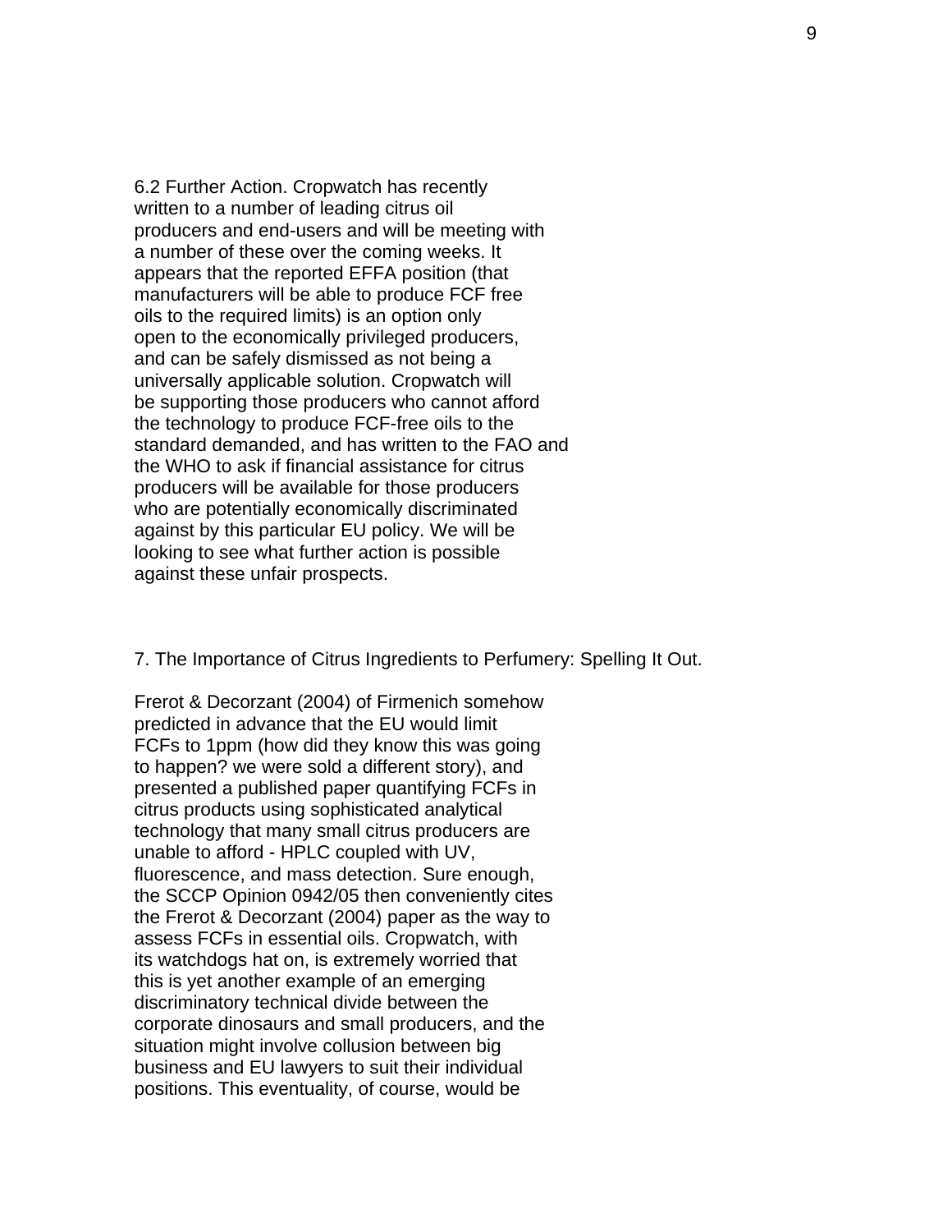6.2 Further Action. Cropwatch has recently written to a number of leading citrus oil producers and end-users and will be meeting with a number of these over the coming weeks. It appears that the reported EFFA position (that manufacturers will be able to produce FCF free oils to the required limits) is an option only open to the economically privileged producers, and can be safely dismissed as not being a universally applicable solution. Cropwatch will be supporting those producers who cannot afford the technology to produce FCF-free oils to the standard demanded, and has written to the FAO and the WHO to ask if financial assistance for citrus producers will be available for those producers who are potentially economically discriminated against by this particular EU policy. We will be looking to see what further action is possible against these unfair prospects.

## 7. The Importance of Citrus Ingredients to Perfumery: Spelling It Out.

Frerot & Decorzant (2004) of Firmenich somehow predicted in advance that the EU would limit FCFs to 1ppm (how did they know this was going to happen? we were sold a different story), and presented a published paper quantifying FCFs in citrus products using sophisticated analytical technology that many small citrus producers are unable to afford - HPLC coupled with UV, fluorescence, and mass detection. Sure enough, the SCCP Opinion 0942/05 then conveniently cites the Frerot & Decorzant (2004) paper as the way to assess FCFs in essential oils. Cropwatch, with its watchdogs hat on, is extremely worried that this is yet another example of an emerging discriminatory technical divide between the corporate dinosaurs and small producers, and the situation might involve collusion between big business and EU lawyers to suit their individual positions. This eventuality, of course, would be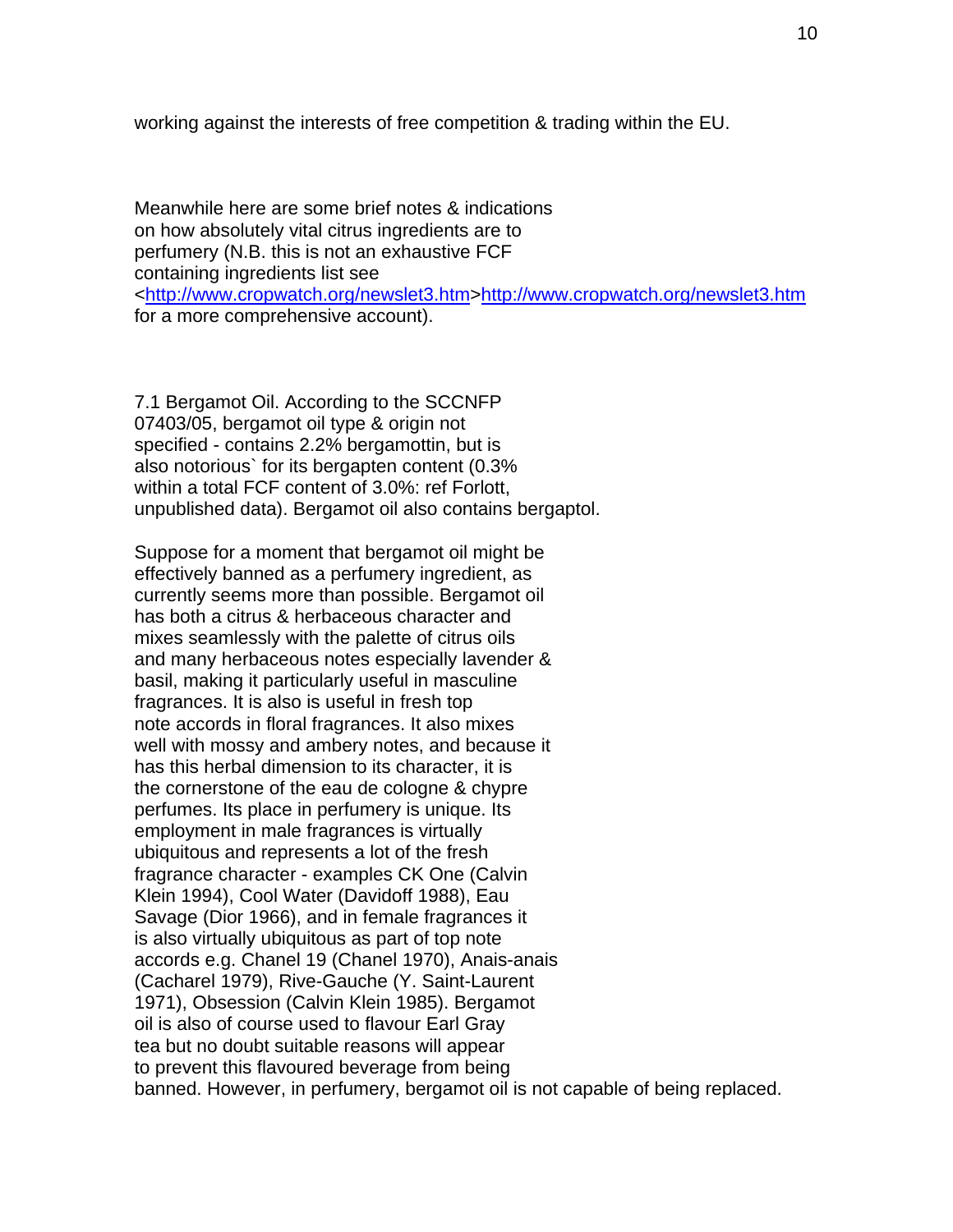working against the interests of free competition & trading within the EU.

Meanwhile here are some brief notes & indications on how absolutely vital citrus ingredients are to perfumery (N.B. this is not an exhaustive FCF containing ingredients list see <http://www.cropwatch.org/newslet3.htm>http://www.cropwatch.org/newslet3.htm for a more comprehensive account).

7.1 Bergamot Oil. According to the SCCNFP 07403/05, bergamot oil type & origin not specified - contains 2.2% bergamottin, but is also notorious` for its bergapten content (0.3% within a total FCF content of 3.0%: ref Forlott, unpublished data). Bergamot oil also contains bergaptol.

Suppose for a moment that bergamot oil might be effectively banned as a perfumery ingredient, as currently seems more than possible. Bergamot oil has both a citrus & herbaceous character and mixes seamlessly with the palette of citrus oils and many herbaceous notes especially lavender & basil, making it particularly useful in masculine fragrances. It is also is useful in fresh top note accords in floral fragrances. It also mixes well with mossy and ambery notes, and because it has this herbal dimension to its character, it is the cornerstone of the eau de cologne & chypre perfumes. Its place in perfumery is unique. Its employment in male fragrances is virtually ubiquitous and represents a lot of the fresh fragrance character - examples CK One (Calvin Klein 1994), Cool Water (Davidoff 1988), Eau Savage (Dior 1966), and in female fragrances it is also virtually ubiquitous as part of top note accords e.g. Chanel 19 (Chanel 1970), Anais-anais (Cacharel 1979), Rive-Gauche (Y. Saint-Laurent 1971), Obsession (Calvin Klein 1985). Bergamot oil is also of course used to flavour Earl Gray tea but no doubt suitable reasons will appear to prevent this flavoured beverage from being banned. However, in perfumery, bergamot oil is not capable of being replaced.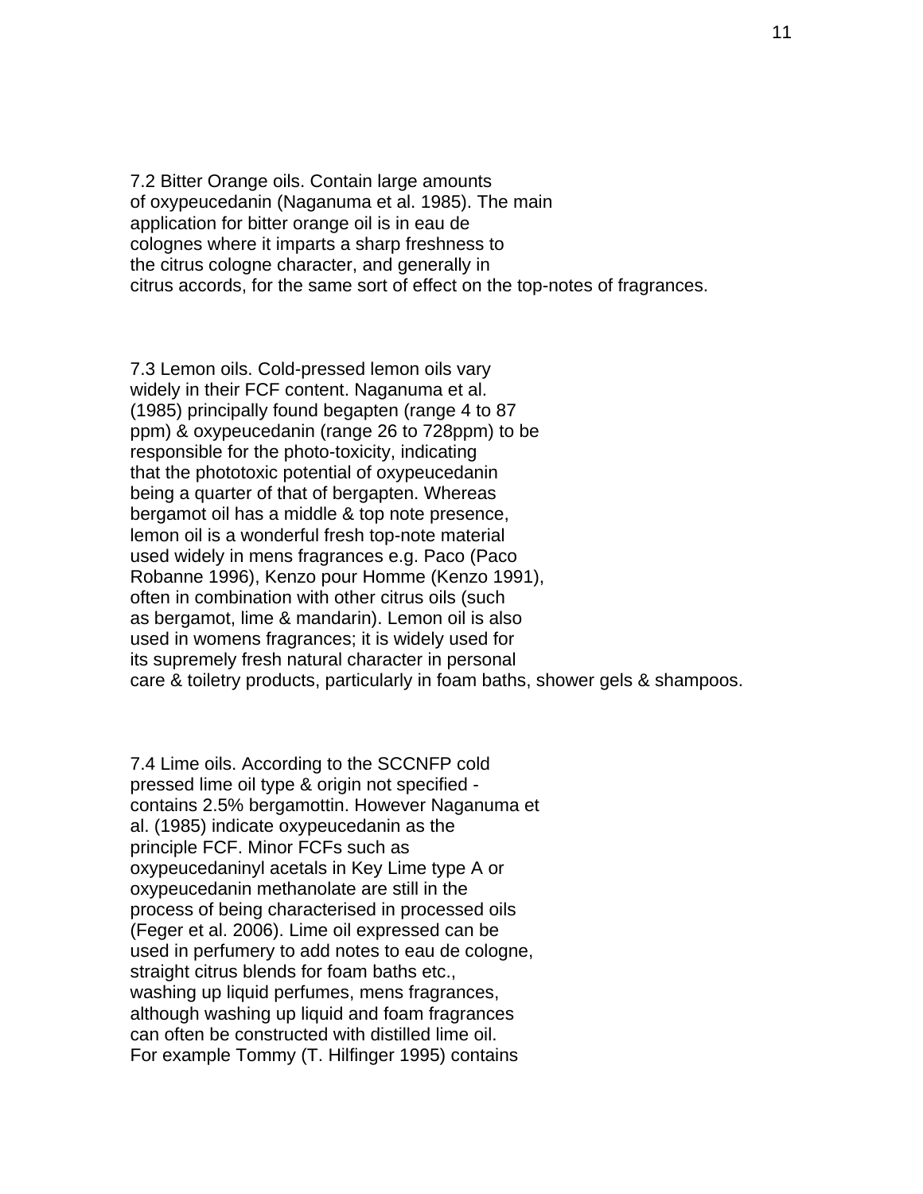7.2 Bitter Orange oils. Contain large amounts of oxypeucedanin (Naganuma et al. 1985). The main application for bitter orange oil is in eau de colognes where it imparts a sharp freshness to the citrus cologne character, and generally in citrus accords, for the same sort of effect on the top-notes of fragrances.

7.3 Lemon oils. Cold-pressed lemon oils vary widely in their FCF content. Naganuma et al. (1985) principally found begapten (range 4 to 87 ppm) & oxypeucedanin (range 26 to 728ppm) to be responsible for the photo-toxicity, indicating that the phototoxic potential of oxypeucedanin being a quarter of that of bergapten. Whereas bergamot oil has a middle & top note presence, lemon oil is a wonderful fresh top-note material used widely in mens fragrances e.g. Paco (Paco Robanne 1996), Kenzo pour Homme (Kenzo 1991), often in combination with other citrus oils (such as bergamot, lime & mandarin). Lemon oil is also used in womens fragrances; it is widely used for its supremely fresh natural character in personal care & toiletry products, particularly in foam baths, shower gels & shampoos.

7.4 Lime oils. According to the SCCNFP cold pressed lime oil type & origin not specified - contains 2.5% bergamottin. However Naganuma et al. (1985) indicate oxypeucedanin as the principle FCF. Minor FCFs such as oxypeucedaninyl acetals in Key Lime type A or oxypeucedanin methanolate are still in the process of being characterised in processed oils (Feger et al. 2006). Lime oil expressed can be used in perfumery to add notes to eau de cologne, straight citrus blends for foam baths etc., washing up liquid perfumes, mens fragrances, although washing up liquid and foam fragrances can often be constructed with distilled lime oil. For example Tommy (T. Hilfinger 1995) contains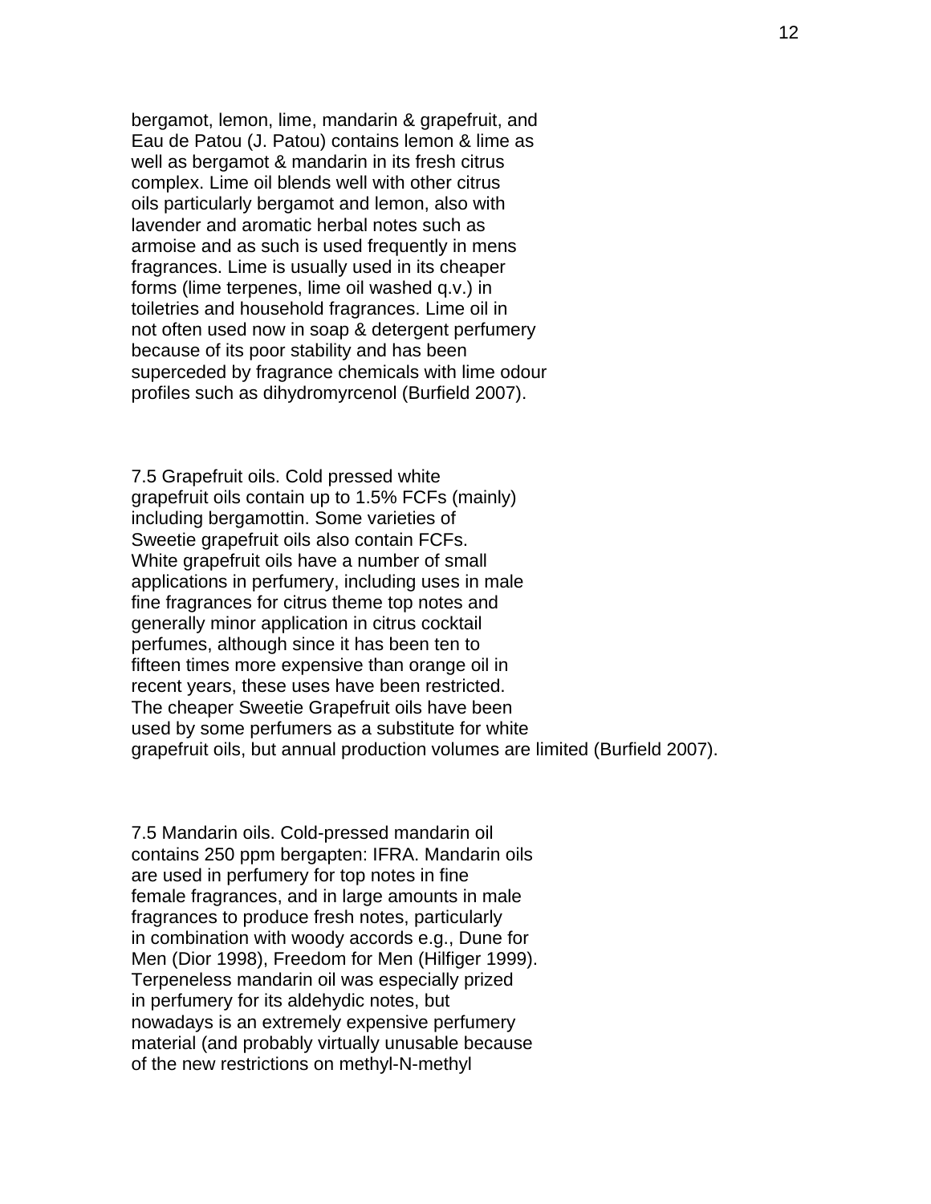bergamot, lemon, lime, mandarin & grapefruit, and Eau de Patou (J. Patou) contains lemon & lime as well as bergamot & mandarin in its fresh citrus complex. Lime oil blends well with other citrus oils particularly bergamot and lemon, also with lavender and aromatic herbal notes such as armoise and as such is used frequently in mens fragrances. Lime is usually used in its cheaper forms (lime terpenes, lime oil washed q.v.) in toiletries and household fragrances. Lime oil in not often used now in soap & detergent perfumery because of its poor stability and has been superceded by fragrance chemicals with lime odour profiles such as dihydromyrcenol (Burfield 2007).

7.5 Grapefruit oils. Cold pressed white grapefruit oils contain up to 1.5% FCFs (mainly) including bergamottin. Some varieties of Sweetie grapefruit oils also contain FCFs. White grapefruit oils have a number of small applications in perfumery, including uses in male fine fragrances for citrus theme top notes and generally minor application in citrus cocktail perfumes, although since it has been ten to fifteen times more expensive than orange oil in recent years, these uses have been restricted. The cheaper Sweetie Grapefruit oils have been used by some perfumers as a substitute for white grapefruit oils, but annual production volumes are limited (Burfield 2007).

7.5 Mandarin oils. Cold-pressed mandarin oil contains 250 ppm bergapten: IFRA. Mandarin oils are used in perfumery for top notes in fine female fragrances, and in large amounts in male fragrances to produce fresh notes, particularly in combination with woody accords e.g., Dune for Men (Dior 1998), Freedom for Men (Hilfiger 1999). Terpeneless mandarin oil was especially prized in perfumery for its aldehydic notes, but nowadays is an extremely expensive perfumery material (and probably virtually unusable because of the new restrictions on methyl-N-methyl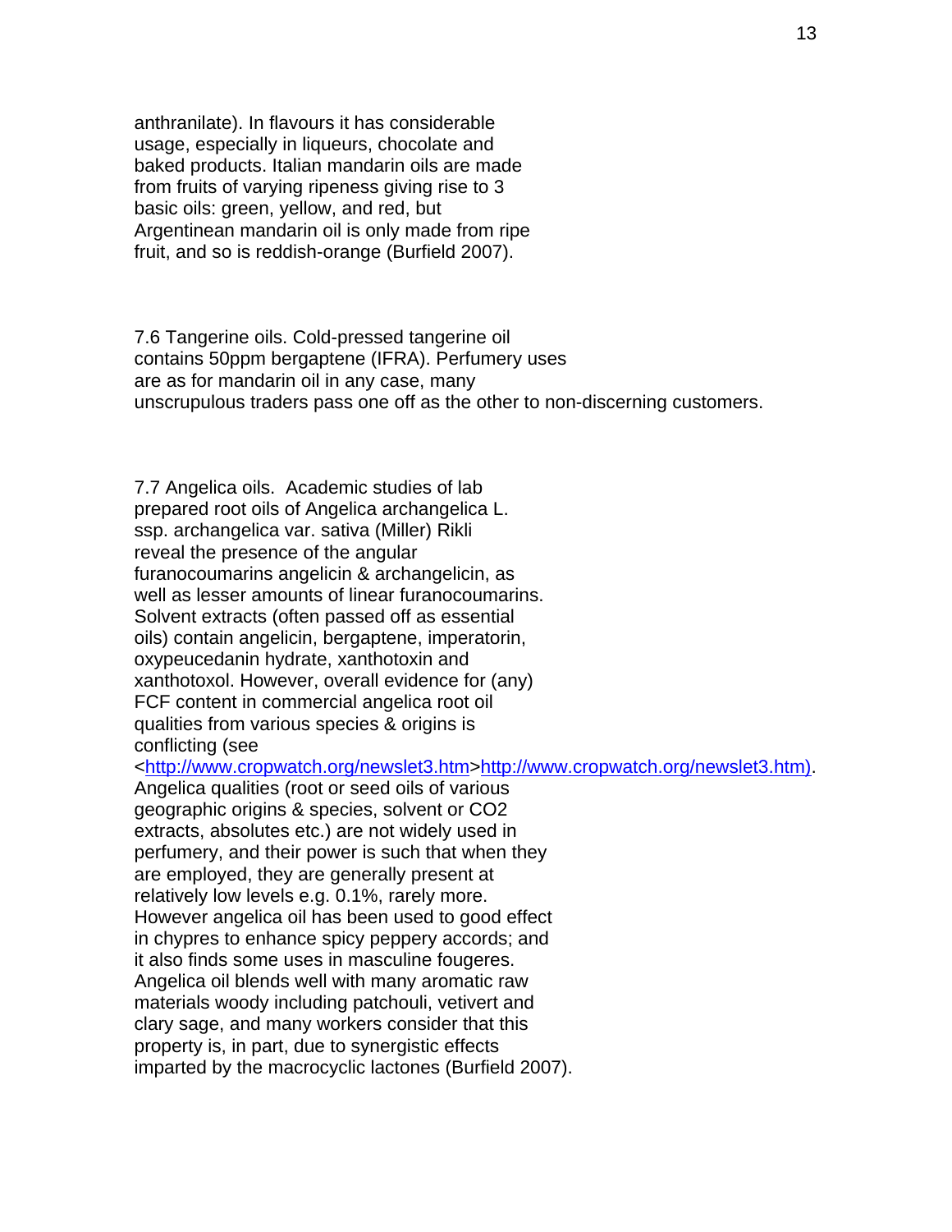anthranilate). In flavours it has considerable usage, especially in liqueurs, chocolate and baked products. Italian mandarin oils are made from fruits of varying ripeness giving rise to 3 basic oils: green, yellow, and red, but Argentinean mandarin oil is only made from ripe fruit, and so is reddish-orange (Burfield 2007).

7.6 Tangerine oils. Cold-pressed tangerine oil contains 50ppm bergaptene (IFRA). Perfumery uses are as for mandarin oil in any case, many unscrupulous traders pass one off as the other to non-discerning customers.

7.7 Angelica oils. Academic studies of lab prepared root oils of Angelica archangelica L. ssp. archangelica var. sativa (Miller) Rikli reveal the presence of the angular furanocoumarins angelicin & archangelicin, as well as lesser amounts of linear furanocoumarins. Solvent extracts (often passed off as essential oils) contain angelicin, bergaptene, imperatorin, oxypeucedanin hydrate, xanthotoxin and xanthotoxol. However, overall evidence for (any) FCF content in commercial angelica root oil qualities from various species & origins is conflicting (see <http://www.cropwatch.org/newslet3.htm>http://www.cropwatch.org/newslet3.htm). Angelica qualities (root or seed oils of various geographic origins & species, solvent or CO2 extracts, absolutes etc.) are not widely used in perfumery, and their power is such that when they are employed, they are generally present at relatively low levels e.g. 0.1%, rarely more. However angelica oil has been used to good effect in chypres to enhance spicy peppery accords; and it also finds some uses in masculine fougeres. Angelica oil blends well with many aromatic raw materials woody including patchouli, vetivert and clary sage, and many workers consider that this property is, in part, due to synergistic effects imparted by the macrocyclic lactones (Burfield 2007).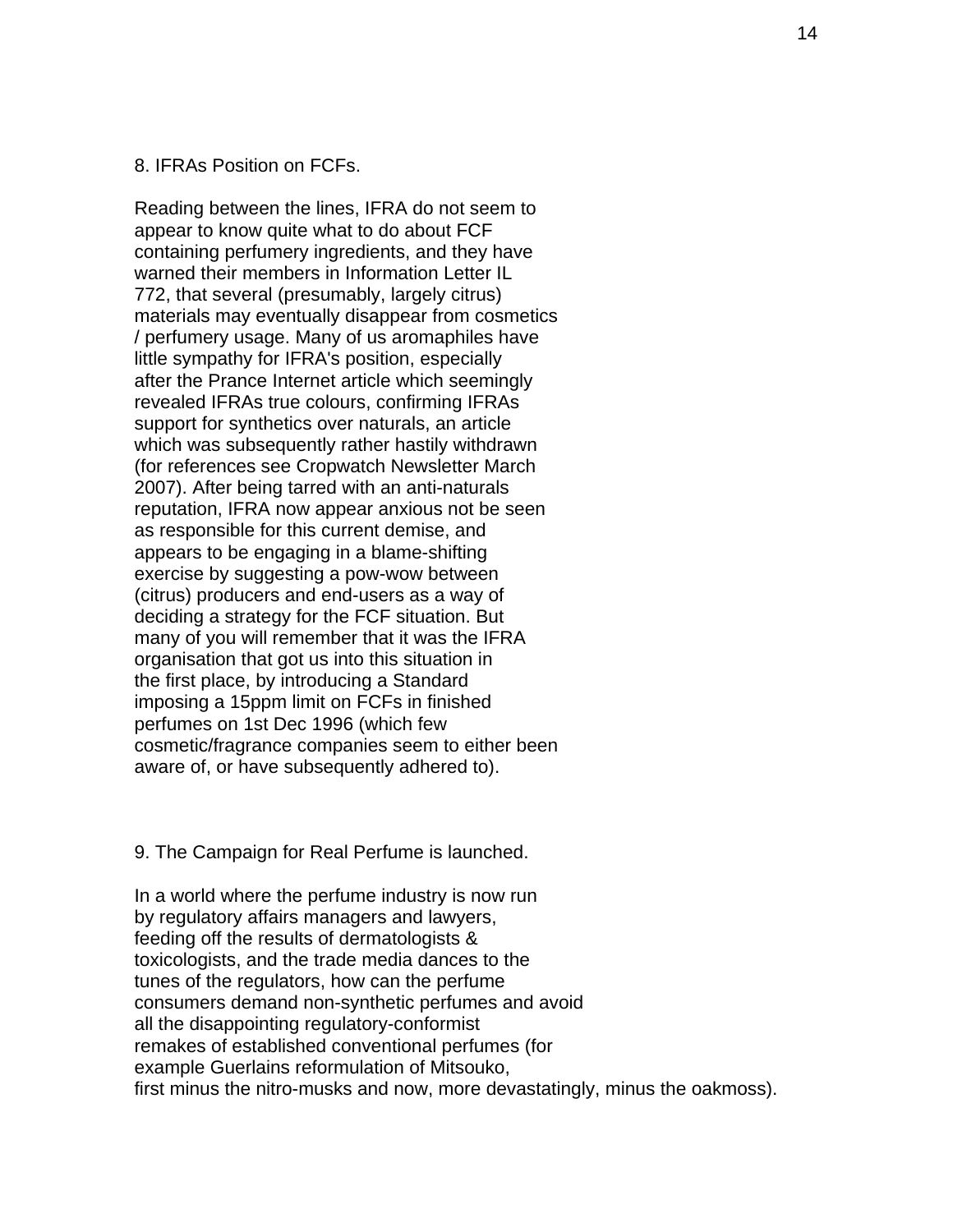## 8. IFRAs Position on FCFs.

Reading between the lines, IFRA do not seem to appear to know quite what to do about FCF containing perfumery ingredients, and they have warned their members in Information Letter IL 772, that several (presumably, largely citrus) materials may eventually disappear from cosmetics / perfumery usage. Many of us aromaphiles have little sympathy for IFRA's position, especially after the Prance Internet article which seemingly revealed IFRAs true colours, confirming IFRAs support for synthetics over naturals, an article which was subsequently rather hastily withdrawn (for references see Cropwatch Newsletter March 2007). After being tarred with an anti-naturals reputation, IFRA now appear anxious not be seen as responsible for this current demise, and appears to be engaging in a blame-shifting exercise by suggesting a pow-wow between (citrus) producers and end-users as a way of deciding a strategy for the FCF situation. But many of you will remember that it was the IFRA organisation that got us into this situation in the first place, by introducing a Standard imposing a 15ppm limit on FCFs in finished perfumes on 1st Dec 1996 (which few cosmetic/fragrance companies seem to either been aware of, or have subsequently adhered to).

## 9. The Campaign for Real Perfume is launched.

In a world where the perfume industry is now run by regulatory affairs managers and lawyers, feeding off the results of dermatologists & toxicologists, and the trade media dances to the tunes of the regulators, how can the perfume consumers demand non-synthetic perfumes and avoid all the disappointing regulatory-conformist remakes of established conventional perfumes (for example Guerlains reformulation of Mitsouko, first minus the nitro-musks and now, more devastatingly, minus the oakmoss).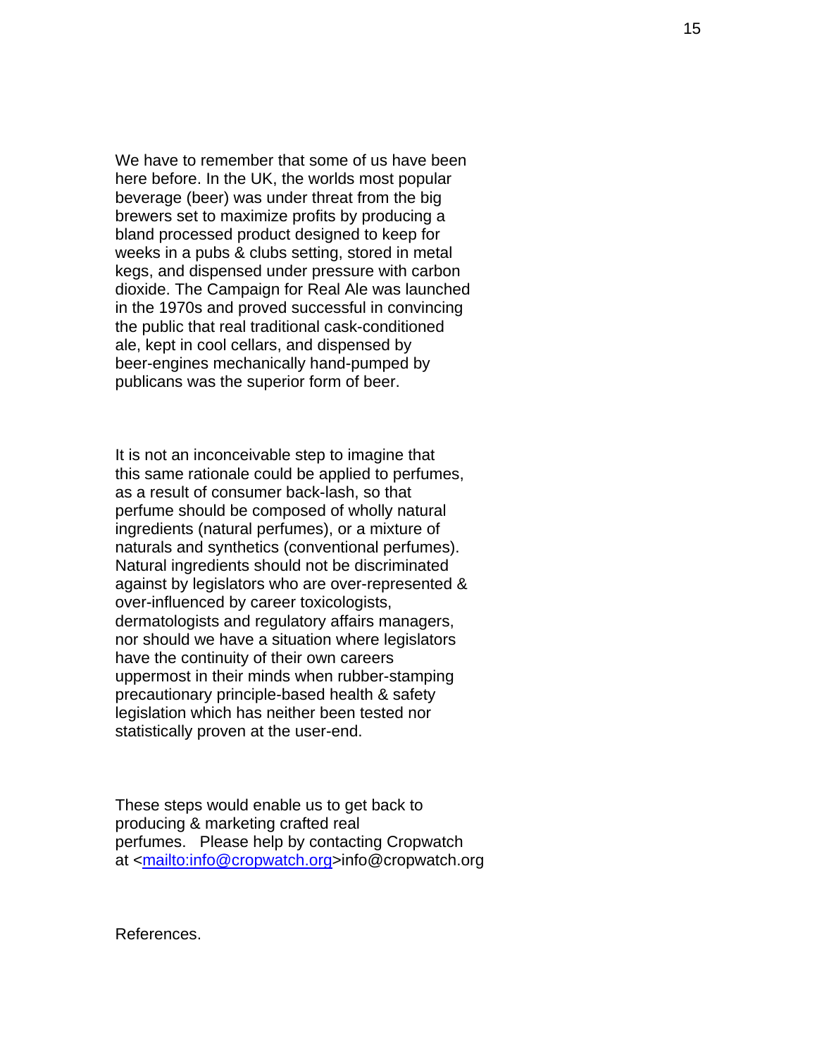We have to remember that some of us have been here before. In the UK, the worlds most popular beverage (beer) was under threat from the big brewers set to maximize profits by producing a bland processed product designed to keep for weeks in a pubs & clubs setting, stored in metal kegs, and dispensed under pressure with carbon dioxide. The Campaign for Real Ale was launched in the 1970s and proved successful in convincing the public that real traditional cask-conditioned ale, kept in cool cellars, and dispensed by beer-engines mechanically hand-pumped by publicans was the superior form of beer.

It is not an inconceivable step to imagine that this same rationale could be applied to perfumes, as a result of consumer back-lash, so that perfume should be composed of wholly natural ingredients (natural perfumes), or a mixture of naturals and synthetics (conventional perfumes). Natural ingredients should not be discriminated against by legislators who are over-represented & over-influenced by career toxicologists, dermatologists and regulatory affairs managers, nor should we have a situation where legislators have the continuity of their own careers uppermost in their minds when rubber-stamping precautionary principle-based health & safety legislation which has neither been tested nor statistically proven at the user-end.

These steps would enable us to get back to producing & marketing crafted real perfumes. Please help by contacting Cropwatch at <[mailto:info@cropwatch.org](mailto:info@cropwatch.org)>info@cropwatch.org

References.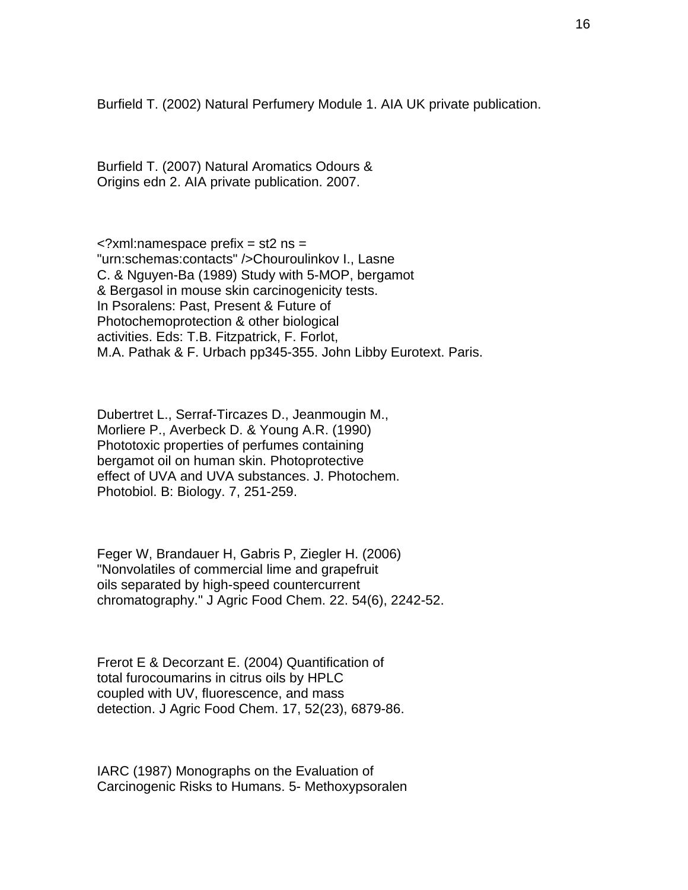Burfield T. (2002) Natural Perfumery Module 1. AIA UK private publication.

Burfield T. (2007) Natural Aromatics Odours & Origins edn 2. AIA private publication. 2007.

<?xml:namespace prefix = st2 ns = "urn:schemas:contacts" />Chouroulinkov I., Lasne C. & Nguyen-Ba (1989) Study with 5-MOP, bergamot & Bergasol in mouse skin carcinogenicity tests. In Psoralens: Past, Present & Future of Photochemoprotection & other biological activities. Eds: T.B. Fitzpatrick, F. Forlot, M.A. Pathak & F. Urbach pp345-355. John Libby Eurotext. Paris.

Dubertret L., Serraf-Tircazes D., Jeanmougin M., Morliere P., Averbeck D. & Young A.R. (1990) Phototoxic properties of perfumes containing bergamot oil on human skin. Photoprotective effect of UVA and UVA substances. J. Photochem. Photobiol. B: Biology. 7, 251-259.

Feger W, Brandauer H, Gabris P, Ziegler H. (2006) "Nonvolatiles of commercial lime and grapefruit oils separated by high-speed countercurrent chromatography." J Agric Food Chem. 22. 54(6), 2242-52.

Frerot E & Decorzant E. (2004) Quantification of total furocoumarins in citrus oils by HPLC coupled with UV, fluorescence, and mass detection. J Agric Food Chem. 17, 52(23), 6879-86.

IARC (1987) Monographs on the Evaluation of Carcinogenic Risks to Humans. 5- Methoxypsoralen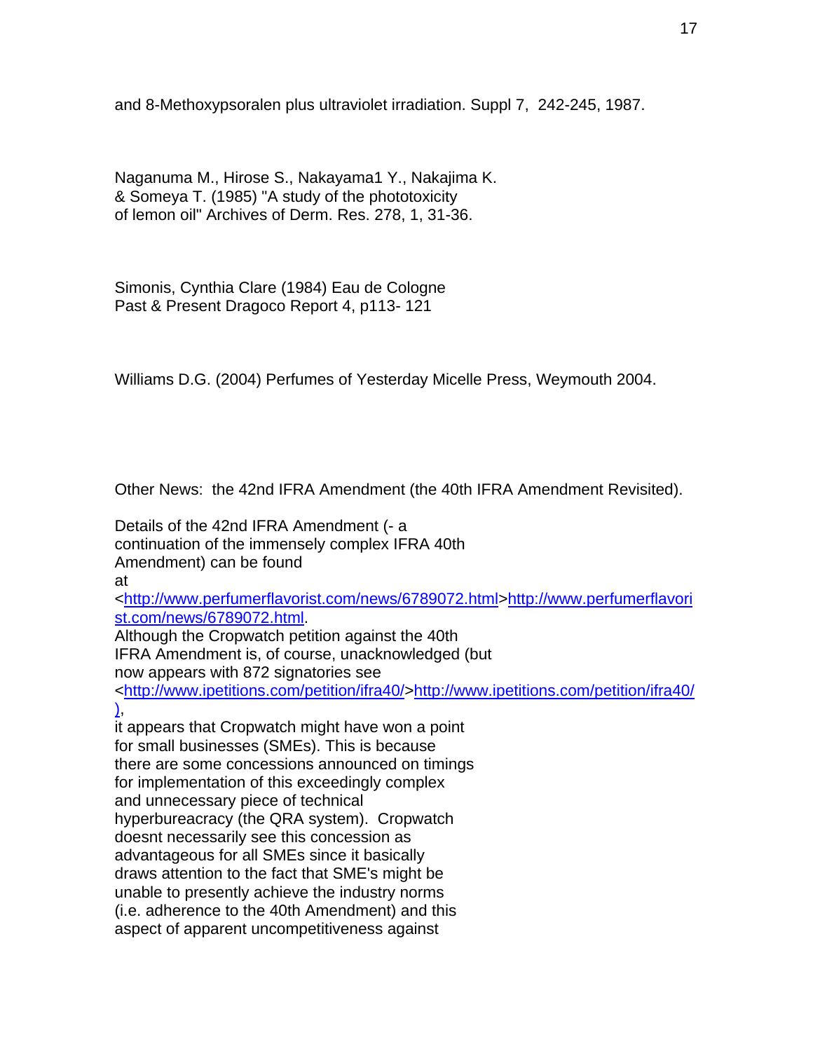and 8-Methoxypsoralen plus ultraviolet irradiation. Suppl 7, 242-245, 1987.

Naganuma M., Hirose S., Nakayama1 Y., Nakajima K. & Someya T. (1985) "A study of the phototoxicity of lemon oil" Archives of Derm. Res. 278, 1, 31-36.

Simonis, Cynthia Clare (1984) Eau de Cologne Past & Present Dragoco Report 4, p113- 121

Williams D.G. (2004) Perfumes of Yesterday Micelle Press, Weymouth 2004.

Other News: the 42nd IFRA Amendment (the 40th IFRA Amendment Revisited).

Details of the 42nd IFRA Amendment (- a continuation of the immensely complex IFRA 40th Amendment) can be found at <http://www.perfumerflavorist.com/news/6789072.html>http://www.perfumerflavorist.com/news/6789072.html.

Although the Cropwatch petition against the 40th IFRA Amendment is, of course, unacknowledged (but now appears with 872 signatories see <http://www.ipetitions.com/petition/ifra40/>http://www.ipetitions.com/petition/ifra40/), it appears that Cropwatch might have won a point for small businesses (SMEs). This is because there are some concessions announced on timings for implementation of this exceedingly complex and unnecessary piece of technical hyperbureacracy (the QRA system). Cropwatch doesnt necessarily see this concession as advantageous for all SMEs since it basically draws attention to the fact that SME's might be unable to presently achieve the industry norms (i.e. adherence to the 40th Amendment) and this aspect of apparent uncompetitiveness against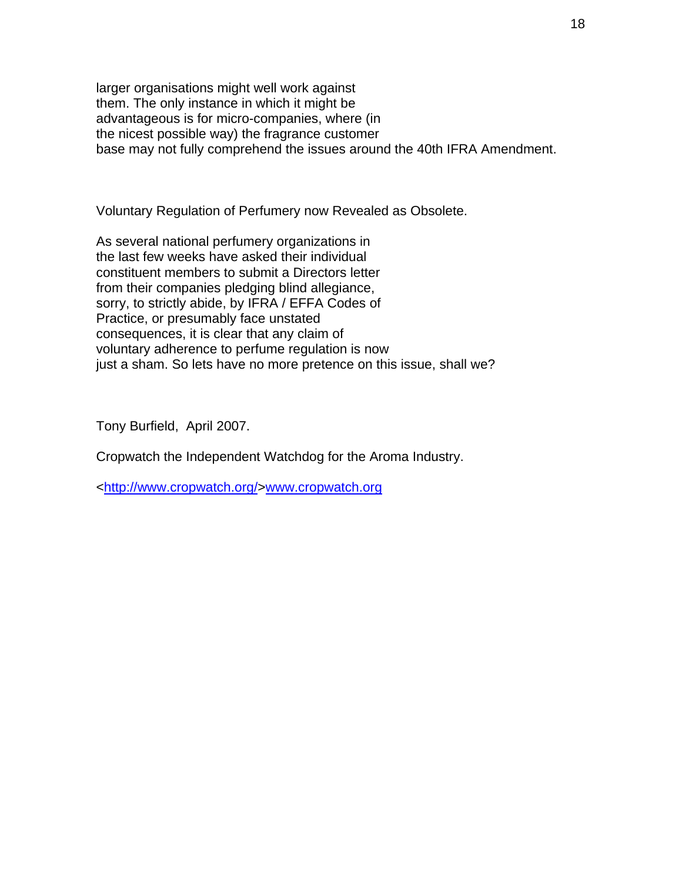larger organisations might well work against them. The only instance in which it might be advantageous is for micro-companies, where (in the nicest possible way) the fragrance customer base may not fully comprehend the issues around the 40th IFRA Amendment.

Voluntary Regulation of Perfumery now Revealed as Obsolete.

As several national perfumery organizations in the last few weeks have asked their individual constituent members to submit a Directors letter from their companies pledging blind allegiance, sorry, to strictly abide, by IFRA / EFFA Codes of Practice, or presumably face unstated consequences, it is clear that any claim of voluntary adherence to perfume regulation is now just a sham. So lets have no more pretence on this issue, shall we?

Tony Burfield, April 2007.

Cropwatch the Independent Watchdog for the Aroma Industry.

<http://www.cropwatch.org/>www.cropwatch.org